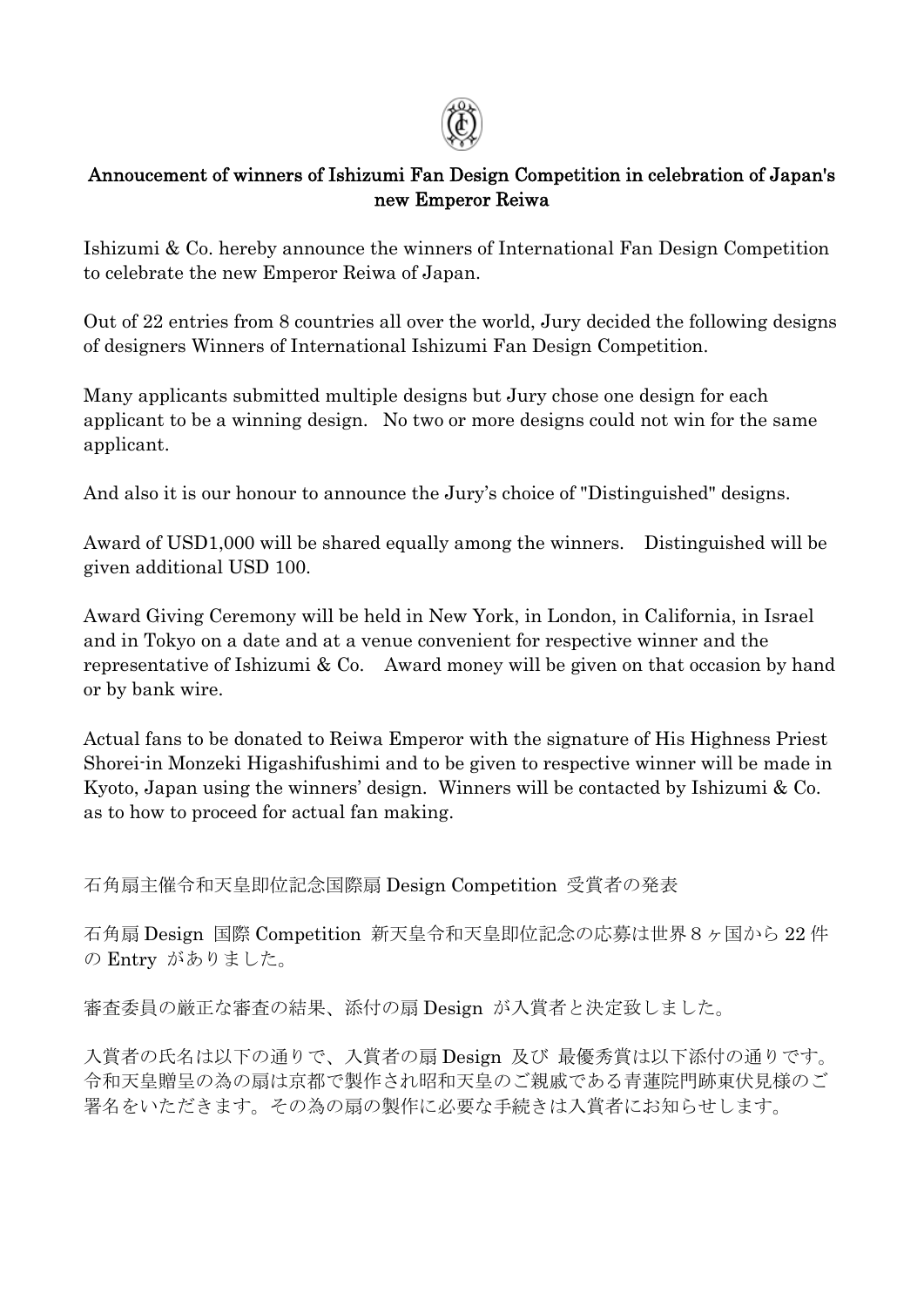## Annoucement of winners of Ishizumi Fan Design Competition in celebration of Japan's new Emperor Reiwa

Ishizumi & Co. hereby announce the winners of International Fan Design Competition to celebrate the new Emperor Reiwa of Japan.

Out of 22 entries from 8 countries all over the world, Jury decided the following designs of designers Winners of International Ishizumi Fan Design Competition.

Many applicants submitted multiple designs but Jury chose one design for each applicant to be a winning design. No two or more designs could not win for the same applicant.

And also it is our honour to announce the Jury's choice of "Distinguished" designs.

Award of USD1,000 will be shared equally among the winners. Distinguished will be given additional USD 100.

Award Giving Ceremony will be held in New York, in London, in California, in Israel and in Tokyo on a date and at a venue convenient for respective winner and the representative of Ishizumi & Co. Award money will be given on that occasion by hand or by bank wire.

Actual fans to be donated to Reiwa Emperor with the signature of His Highness Priest Shorei-in Monzeki Higashifushimi and to be given to respective winner will be made in Kyoto, Japan using the winners' design. Winners will be contacted by Ishizumi & Co. as to how to proceed for actual fan making.

石角扇主催令和天皇即位記念国際扇 Design Competition 受賞者の発表

石角扇 Design 国際 Competition 新天皇令和天皇即位記念の応募は世界８ヶ国から 22 件の Entry がありました。

審査委員の厳正な審査の結果、添付の扇 Design が入賞者と決定致しました。

入賞者の氏名は以下の通りで、入賞者の扇 Design 及び 最優秀賞は以下添付の通りです。令和天皇贈呈の為の扇は京都で製作され昭和天皇のご親戚である青蓮院門跡東伏見様のご署名をいただきます。その為の扇の製作に必要な手続きは入賞者にお知らせします。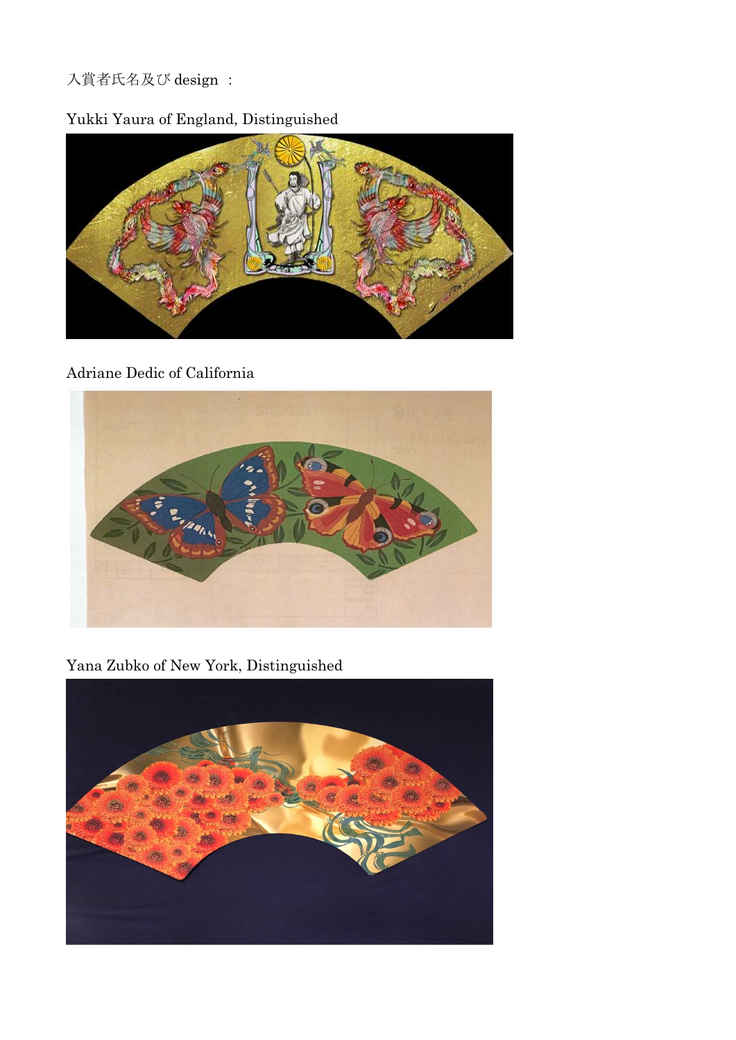入賞者氏名及び design ：

Yukki Yaura of England, Distinguished

Adriane Dedic of California

Yana Zubko of New York, Distinguished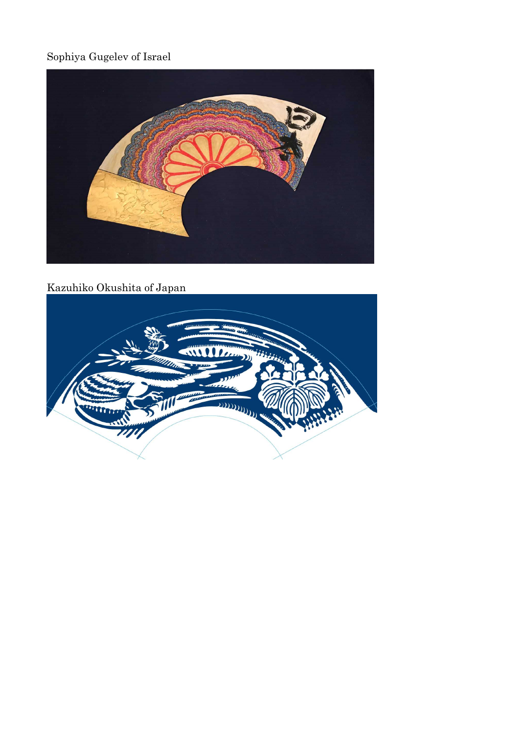Sophiya Gugelev of Israel

Kazuhiko Okushita of Japan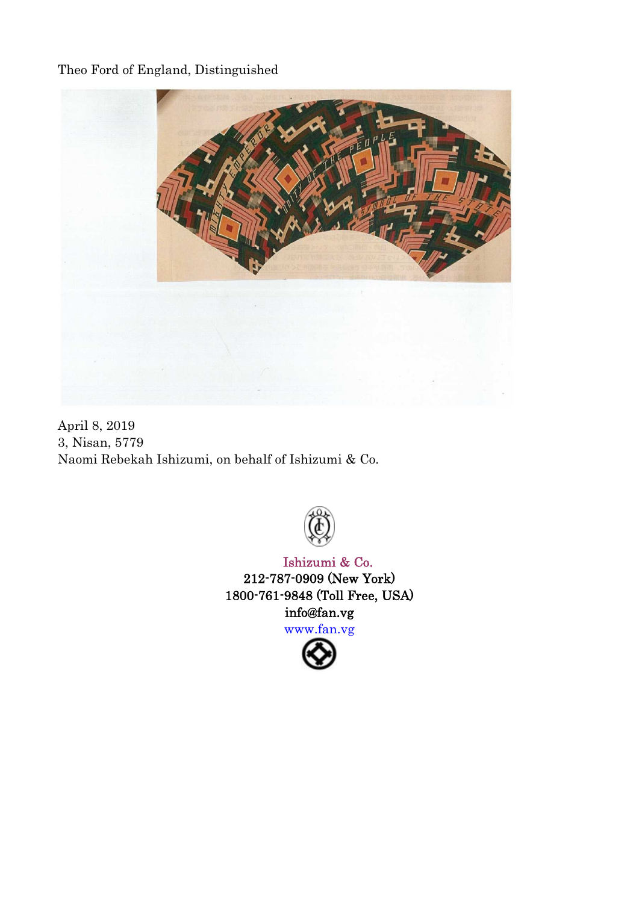Theo Ford of England, Distinguished

April 8, 2019
3, Nisan, 5779
Naomi Rebekah Ishizumi, on behalf of Ishizumi & Co.

Ishizumi & Co.
212-787-0909 (New York)
1800-761-9848 (Toll Free, USA)
info@fan.vg
www.fan.vg